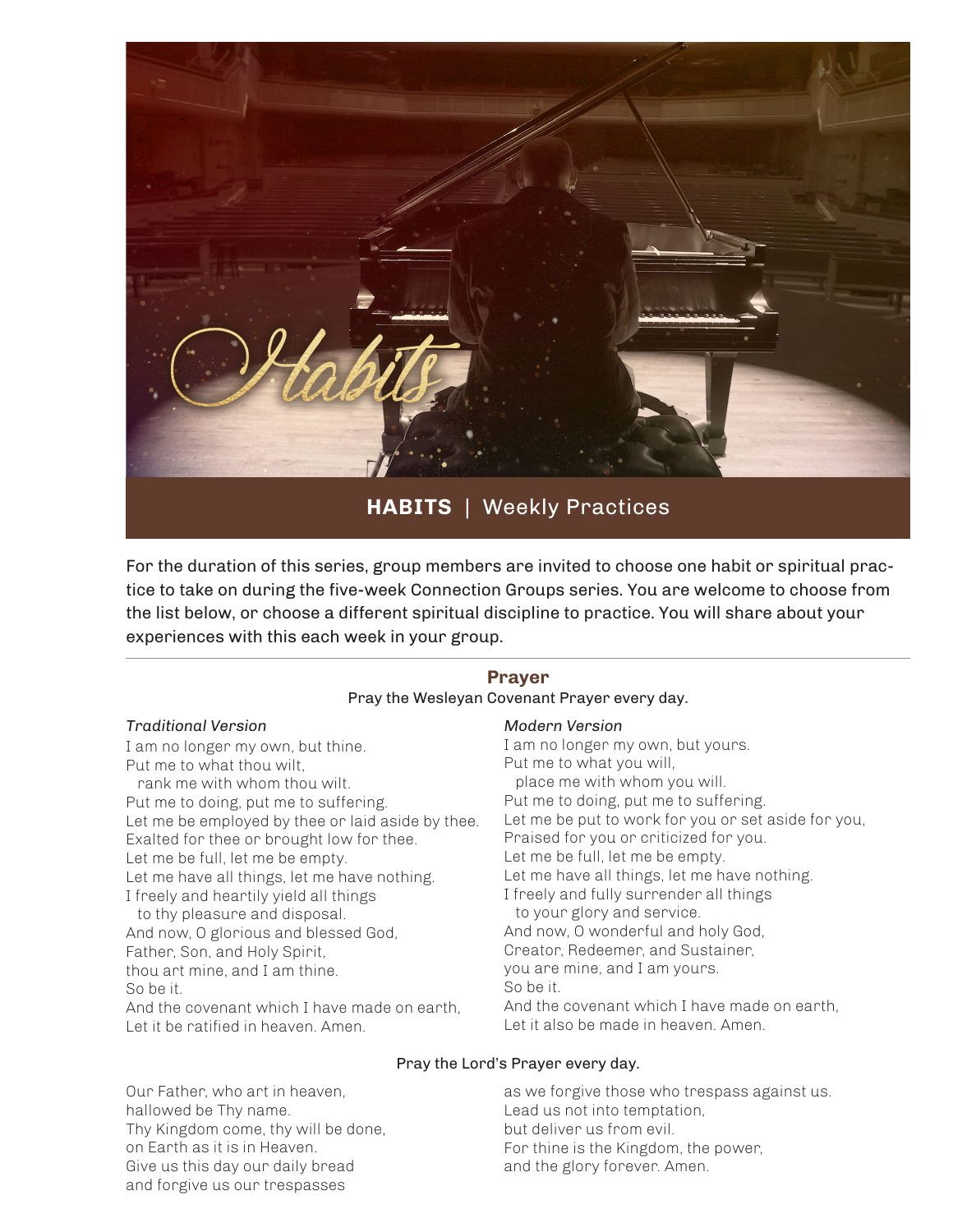# HABITS | Weekly Practices

For the duration of this series, group members are invited to choose one habit or spiritual practice to take on during the five-week Connection Groups series. You are welcome to choose from the list below, or choose a different spiritual discipline to practice. You will share about your experiences with this each week in your group.

---

## Prayer

Pray the Wesleyan Covenant Prayer every day.

*Traditional Version*

I am no longer my own, but thine.  
Put me to what thou wilt,  
rank me with whom thou wilt.  
Put me to doing, put me to suffering.  
Let me be employed by thee or laid aside by thee.  
Exalted for thee or brought low for thee.  
Let me be full, let me be empty.  
Let me have all things, let me have nothing.  
I freely and heartily yield all things  
to thy pleasure and disposal.  
And now, O glorious and blessed God,  
Father, Son, and Holy Spirit,  
thou art mine, and I am thine.  
So be it.  
And the covenant which I have made on earth,  
Let it be ratified in heaven. Amen.

*Modern Version*

I am no longer my own, but yours.  
Put me to what you will,  
place me with whom you will.  
Put me to doing, put me to suffering.  
Let me be put to work for you or set aside for you,  
Praised for you or criticized for you.  
Let me be full, let me be empty.  
Let me have all things, let me have nothing.  
I freely and fully surrender all things  
to your glory and service.  
And now, O wonderful and holy God,  
Creator, Redeemer, and Sustainer,  
you are mine, and I am yours.  
So be it.  
And the covenant which I have made on earth,  
Let it also be made in heaven. Amen.

Pray the Lord's Prayer every day.

Our Father, who art in heaven,  
hallowed be Thy name.  
Thy Kingdom come, thy will be done,  
on Earth as it is in Heaven.  
Give us this day our daily bread  
and forgive us our trespasses  
as we forgive those who trespass against us.  
Lead us not into temptation,  
but deliver us from evil.  
For thine is the Kingdom, the power,  
and the glory forever. Amen.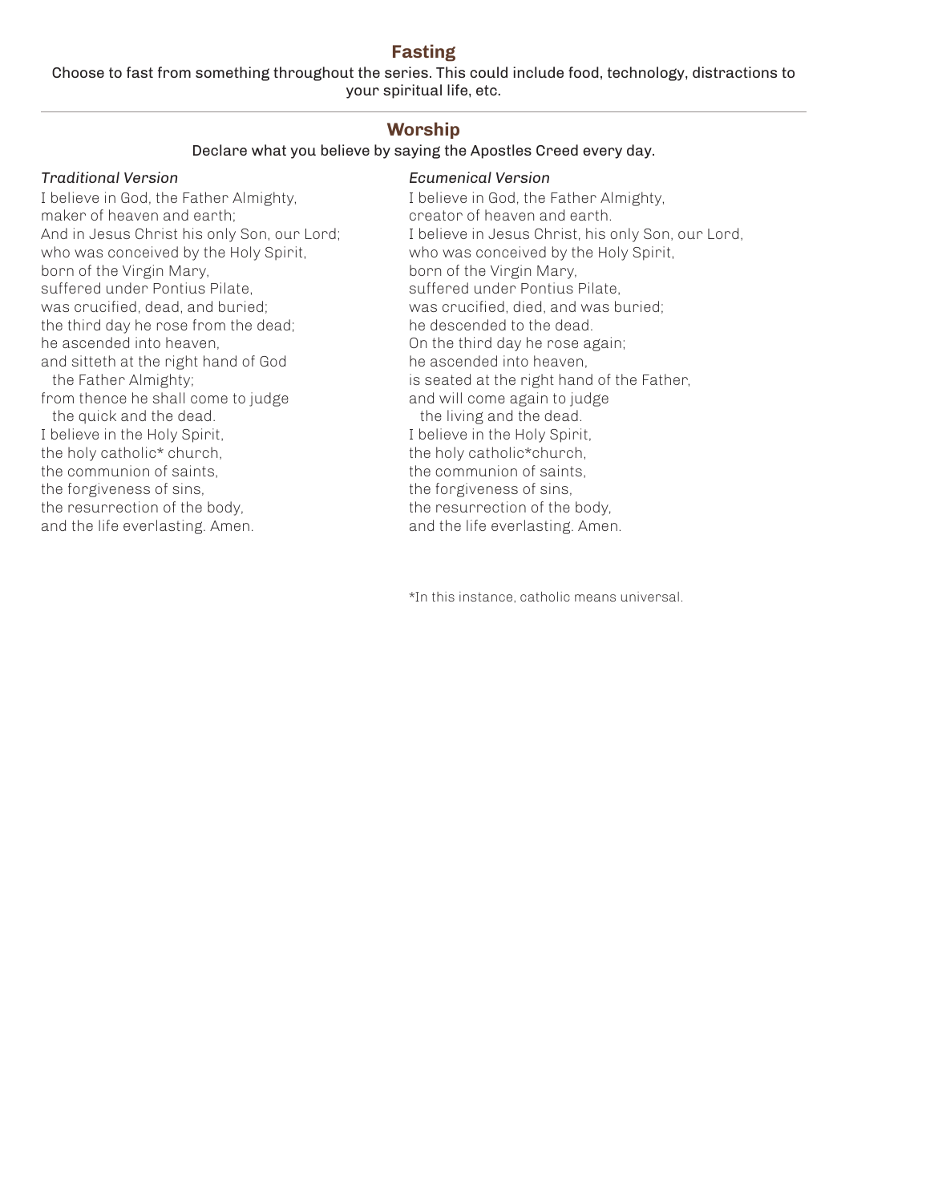## Fasting

Choose to fast from something throughout the series. This could include food, technology, distractions to your spiritual life, etc.

---

## Worship

Declare what you believe by saying the Apostles Creed every day.

*Traditional Version*

I believe in God, the Father Almighty,
maker of heaven and earth;
And in Jesus Christ his only Son, our Lord;
who was conceived by the Holy Spirit,
born of the Virgin Mary,
suffered under Pontius Pilate,
was crucified, dead, and buried;
the third day he rose from the dead;
he ascended into heaven,
and sitteth at the right hand of God
 the Father Almighty;
from thence he shall come to judge
 the quick and the dead.
I believe in the Holy Spirit,
the holy catholic* church,
the communion of saints,
the forgiveness of sins,
the resurrection of the body,
and the life everlasting. Amen.

*Ecumenical Version*

I believe in God, the Father Almighty,
creator of heaven and earth.
I believe in Jesus Christ, his only Son, our Lord,
who was conceived by the Holy Spirit,
born of the Virgin Mary,
suffered under Pontius Pilate,
was crucified, died, and was buried;
he descended to the dead.
On the third day he rose again;
he ascended into heaven,
is seated at the right hand of the Father,
and will come again to judge
 the living and the dead.
I believe in the Holy Spirit,
the holy catholic*church,
the communion of saints,
the forgiveness of sins,
the resurrection of the body,
and the life everlasting. Amen.

*In this instance, catholic means universal.